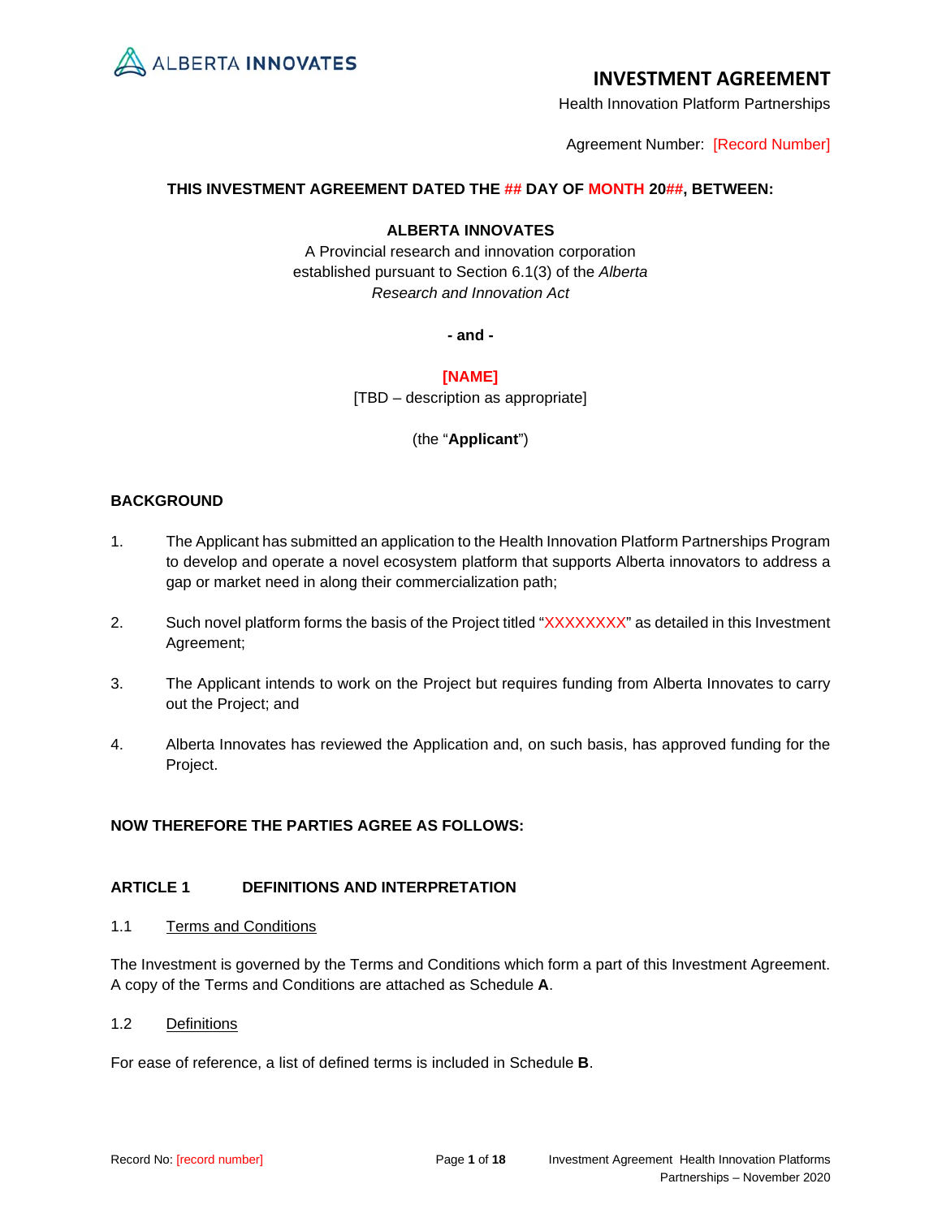ALBERTA INNOVATES

# INVESTMENT AGREEMENT

Health Innovation Platform Partnerships

Agreement Number: [Record Number]

**THIS INVESTMENT AGREEMENT DATED THE ## DAY OF MONTH 20##, BETWEEN:**

**ALBERTA INNOVATES**
A Provincial research and innovation corporation established pursuant to Section 6.1(3) of the *Alberta Research and Innovation Act*

**- and -**

**[NAME]**
[TBD – description as appropriate]

(the "**Applicant**")

## BACKGROUND

1. The Applicant has submitted an application to the Health Innovation Platform Partnerships Program to develop and operate a novel ecosystem platform that supports Alberta innovators to address a gap or market need in along their commercialization path;

2. Such novel platform forms the basis of the Project titled "XXXXXXXX" as detailed in this Investment Agreement;

3. The Applicant intends to work on the Project but requires funding from Alberta Innovates to carry out the Project; and

4. Alberta Innovates has reviewed the Application and, on such basis, has approved funding for the Project.

**NOW THEREFORE THE PARTIES AGREE AS FOLLOWS:**

## ARTICLE 1 DEFINITIONS AND INTERPRETATION

### 1.1 Terms and Conditions

The Investment is governed by the Terms and Conditions which form a part of this Investment Agreement. A copy of the Terms and Conditions are attached as Schedule **A**.

### 1.2 Definitions

For ease of reference, a list of defined terms is included in Schedule **B**.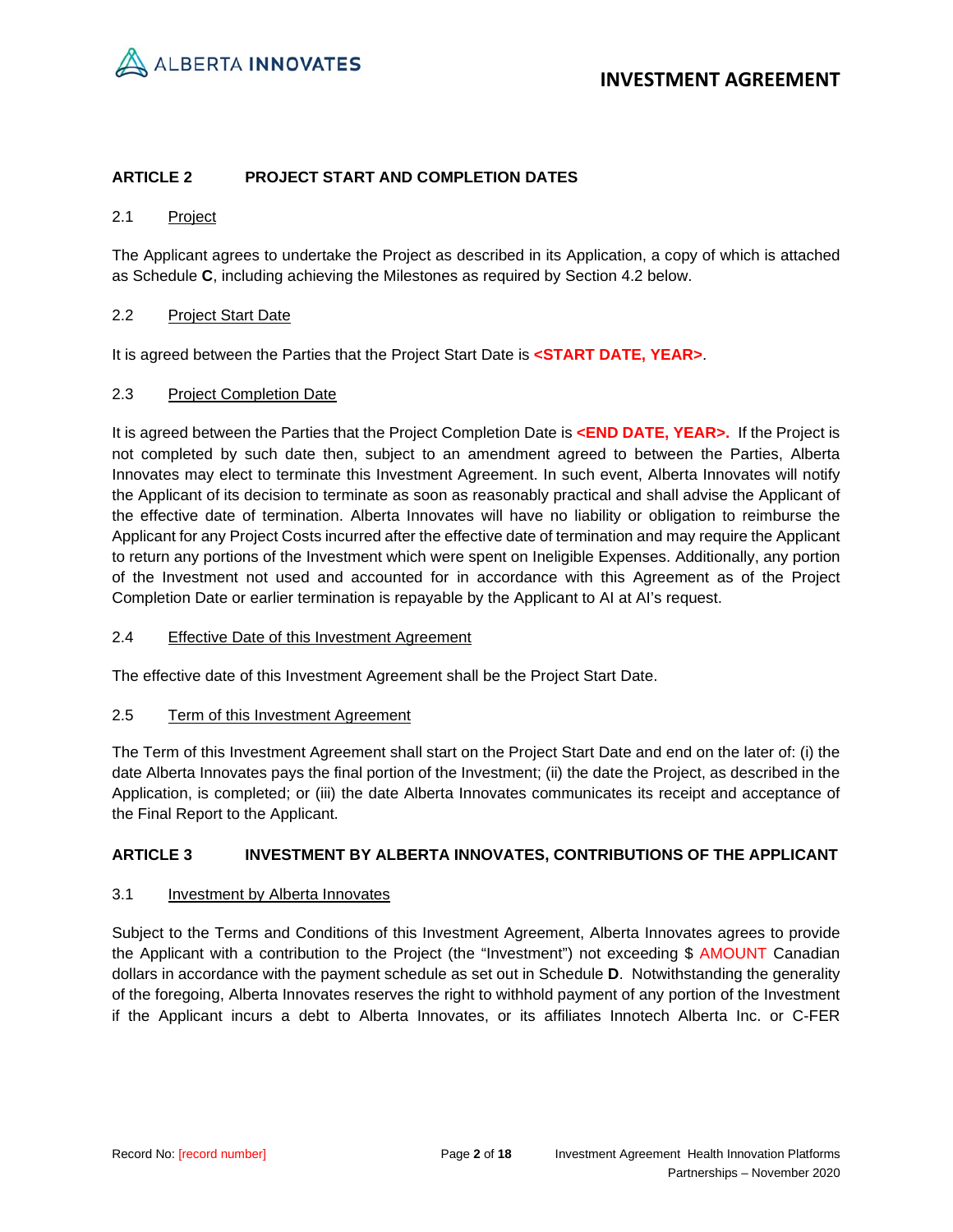## ARTICLE 2 PROJECT START AND COMPLETION DATES

### 2.1 Project

The Applicant agrees to undertake the Project as described in its Application, a copy of which is attached as Schedule **C**, including achieving the Milestones as required by Section 4.2 below.

### 2.2 Project Start Date

It is agreed between the Parties that the Project Start Date is **<START DATE, YEAR>**.

### 2.3 Project Completion Date

It is agreed between the Parties that the Project Completion Date is **<END DATE, YEAR>.** If the Project is not completed by such date then, subject to an amendment agreed to between the Parties, Alberta Innovates may elect to terminate this Investment Agreement. In such event, Alberta Innovates will notify the Applicant of its decision to terminate as soon as reasonably practical and shall advise the Applicant of the effective date of termination. Alberta Innovates will have no liability or obligation to reimburse the Applicant for any Project Costs incurred after the effective date of termination and may require the Applicant to return any portions of the Investment which were spent on Ineligible Expenses. Additionally, any portion of the Investment not used and accounted for in accordance with this Agreement as of the Project Completion Date or earlier termination is repayable by the Applicant to AI at AI's request.

### 2.4 Effective Date of this Investment Agreement

The effective date of this Investment Agreement shall be the Project Start Date.

### 2.5 Term of this Investment Agreement

The Term of this Investment Agreement shall start on the Project Start Date and end on the later of: (i) the date Alberta Innovates pays the final portion of the Investment; (ii) the date the Project, as described in the Application, is completed; or (iii) the date Alberta Innovates communicates its receipt and acceptance of the Final Report to the Applicant.

## ARTICLE 3 INVESTMENT BY ALBERTA INNOVATES, CONTRIBUTIONS OF THE APPLICANT

### 3.1 Investment by Alberta Innovates

Subject to the Terms and Conditions of this Investment Agreement, Alberta Innovates agrees to provide the Applicant with a contribution to the Project (the "Investment") not exceeding $ AMOUNT Canadian dollars in accordance with the payment schedule as set out in Schedule **D**. Notwithstanding the generality of the foregoing, Alberta Innovates reserves the right to withhold payment of any portion of the Investment if the Applicant incurs a debt to Alberta Innovates, or its affiliates Innotech Alberta Inc. or C-FER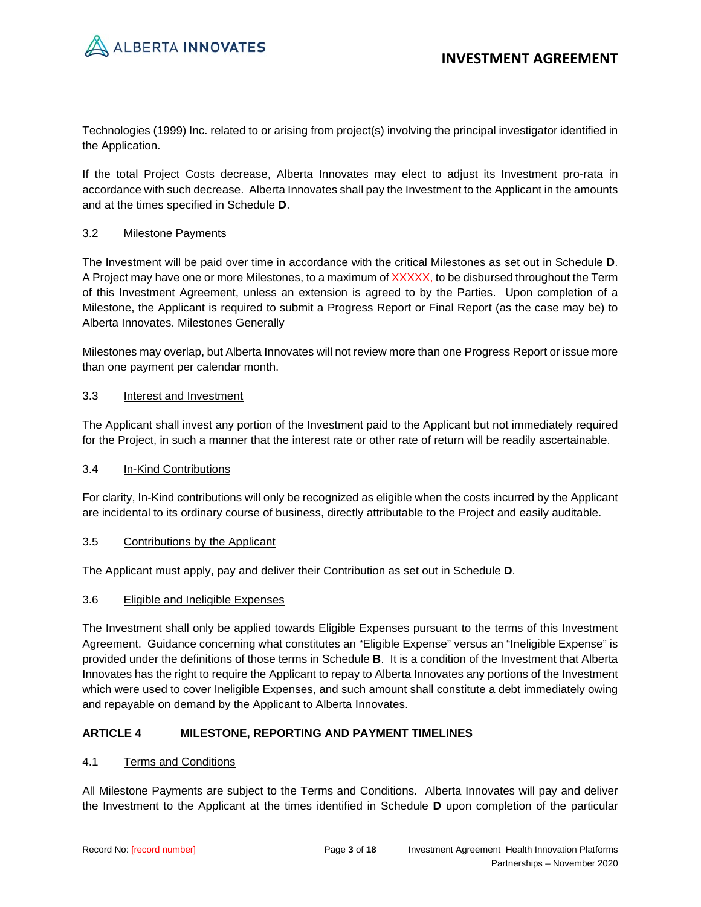Technologies (1999) Inc. related to or arising from project(s) involving the principal investigator identified in the Application.

If the total Project Costs decrease, Alberta Innovates may elect to adjust its Investment pro-rata in accordance with such decrease. Alberta Innovates shall pay the Investment to the Applicant in the amounts and at the times specified in Schedule **D**.

3.2 Milestone Payments

The Investment will be paid over time in accordance with the critical Milestones as set out in Schedule **D**. A Project may have one or more Milestones, to a maximum of XXXXX, to be disbursed throughout the Term of this Investment Agreement, unless an extension is agreed to by the Parties. Upon completion of a Milestone, the Applicant is required to submit a Progress Report or Final Report (as the case may be) to Alberta Innovates. Milestones Generally

Milestones may overlap, but Alberta Innovates will not review more than one Progress Report or issue more than one payment per calendar month.

3.3 Interest and Investment

The Applicant shall invest any portion of the Investment paid to the Applicant but not immediately required for the Project, in such a manner that the interest rate or other rate of return will be readily ascertainable.

3.4 In-Kind Contributions

For clarity, In-Kind contributions will only be recognized as eligible when the costs incurred by the Applicant are incidental to its ordinary course of business, directly attributable to the Project and easily auditable.

3.5 Contributions by the Applicant

The Applicant must apply, pay and deliver their Contribution as set out in Schedule **D**.

3.6 Eligible and Ineligible Expenses

The Investment shall only be applied towards Eligible Expenses pursuant to the terms of this Investment Agreement. Guidance concerning what constitutes an "Eligible Expense" versus an "Ineligible Expense" is provided under the definitions of those terms in Schedule **B**. It is a condition of the Investment that Alberta Innovates has the right to require the Applicant to repay to Alberta Innovates any portions of the Investment which were used to cover Ineligible Expenses, and such amount shall constitute a debt immediately owing and repayable on demand by the Applicant to Alberta Innovates.

## ARTICLE 4 MILESTONE, REPORTING AND PAYMENT TIMELINES

4.1 Terms and Conditions

All Milestone Payments are subject to the Terms and Conditions. Alberta Innovates will pay and deliver the Investment to the Applicant at the times identified in Schedule **D** upon completion of the particular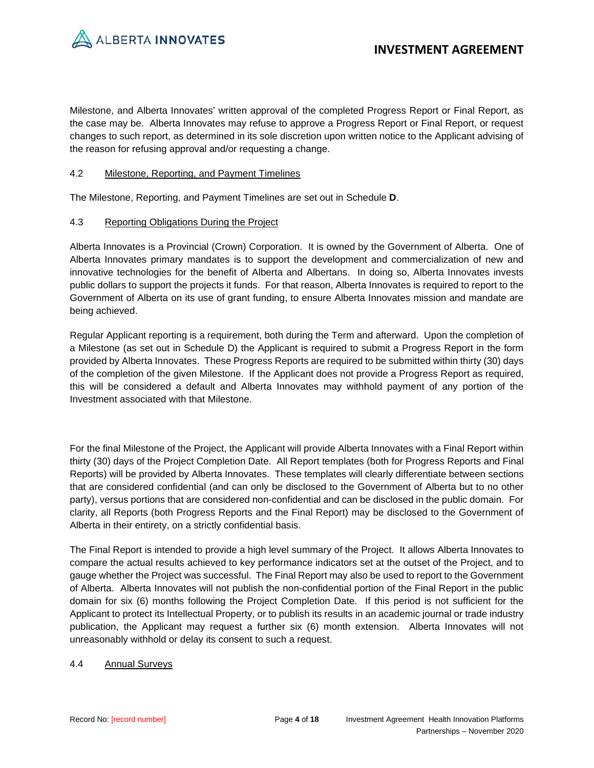Milestone, and Alberta Innovates' written approval of the completed Progress Report or Final Report, as the case may be. Alberta Innovates may refuse to approve a Progress Report or Final Report, or request changes to such report, as determined in its sole discretion upon written notice to the Applicant advising of the reason for refusing approval and/or requesting a change.

### 4.2 Milestone, Reporting, and Payment Timelines

The Milestone, Reporting, and Payment Timelines are set out in Schedule **D**.

### 4.3 Reporting Obligations During the Project

Alberta Innovates is a Provincial (Crown) Corporation. It is owned by the Government of Alberta. One of Alberta Innovates primary mandates is to support the development and commercialization of new and innovative technologies for the benefit of Alberta and Albertans. In doing so, Alberta Innovates invests public dollars to support the projects it funds. For that reason, Alberta Innovates is required to report to the Government of Alberta on its use of grant funding, to ensure Alberta Innovates mission and mandate are being achieved.

Regular Applicant reporting is a requirement, both during the Term and afterward. Upon the completion of a Milestone (as set out in Schedule D) the Applicant is required to submit a Progress Report in the form provided by Alberta Innovates. These Progress Reports are required to be submitted within thirty (30) days of the completion of the given Milestone. If the Applicant does not provide a Progress Report as required, this will be considered a default and Alberta Innovates may withhold payment of any portion of the Investment associated with that Milestone.

For the final Milestone of the Project, the Applicant will provide Alberta Innovates with a Final Report within thirty (30) days of the Project Completion Date. All Report templates (both for Progress Reports and Final Reports) will be provided by Alberta Innovates. These templates will clearly differentiate between sections that are considered confidential (and can only be disclosed to the Government of Alberta but to no other party), versus portions that are considered non-confidential and can be disclosed in the public domain. For clarity, all Reports (both Progress Reports and the Final Report) may be disclosed to the Government of Alberta in their entirety, on a strictly confidential basis.

The Final Report is intended to provide a high level summary of the Project. It allows Alberta Innovates to compare the actual results achieved to key performance indicators set at the outset of the Project, and to gauge whether the Project was successful. The Final Report may also be used to report to the Government of Alberta. Alberta Innovates will not publish the non-confidential portion of the Final Report in the public domain for six (6) months following the Project Completion Date. If this period is not sufficient for the Applicant to protect its Intellectual Property, or to publish its results in an academic journal or trade industry publication, the Applicant may request a further six (6) month extension. Alberta Innovates will not unreasonably withhold or delay its consent to such a request.

### 4.4 Annual Surveys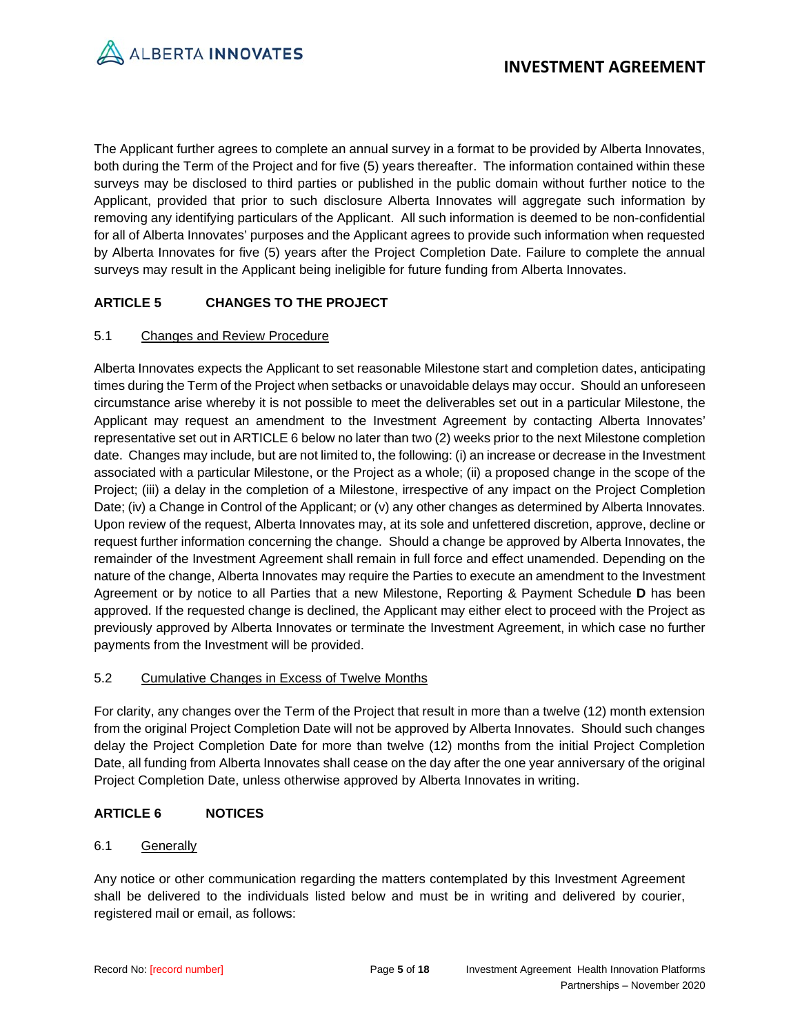The Applicant further agrees to complete an annual survey in a format to be provided by Alberta Innovates, both during the Term of the Project and for five (5) years thereafter. The information contained within these surveys may be disclosed to third parties or published in the public domain without further notice to the Applicant, provided that prior to such disclosure Alberta Innovates will aggregate such information by removing any identifying particulars of the Applicant. All such information is deemed to be non-confidential for all of Alberta Innovates' purposes and the Applicant agrees to provide such information when requested by Alberta Innovates for five (5) years after the Project Completion Date. Failure to complete the annual surveys may result in the Applicant being ineligible for future funding from Alberta Innovates.

## ARTICLE 5 CHANGES TO THE PROJECT

### 5.1 Changes and Review Procedure

Alberta Innovates expects the Applicant to set reasonable Milestone start and completion dates, anticipating times during the Term of the Project when setbacks or unavoidable delays may occur. Should an unforeseen circumstance arise whereby it is not possible to meet the deliverables set out in a particular Milestone, the Applicant may request an amendment to the Investment Agreement by contacting Alberta Innovates' representative set out in ARTICLE 6 below no later than two (2) weeks prior to the next Milestone completion date. Changes may include, but are not limited to, the following: (i) an increase or decrease in the Investment associated with a particular Milestone, or the Project as a whole; (ii) a proposed change in the scope of the Project; (iii) a delay in the completion of a Milestone, irrespective of any impact on the Project Completion Date; (iv) a Change in Control of the Applicant; or (v) any other changes as determined by Alberta Innovates. Upon review of the request, Alberta Innovates may, at its sole and unfettered discretion, approve, decline or request further information concerning the change. Should a change be approved by Alberta Innovates, the remainder of the Investment Agreement shall remain in full force and effect unamended. Depending on the nature of the change, Alberta Innovates may require the Parties to execute an amendment to the Investment Agreement or by notice to all Parties that a new Milestone, Reporting & Payment Schedule **D** has been approved. If the requested change is declined, the Applicant may either elect to proceed with the Project as previously approved by Alberta Innovates or terminate the Investment Agreement, in which case no further payments from the Investment will be provided.

### 5.2 Cumulative Changes in Excess of Twelve Months

For clarity, any changes over the Term of the Project that result in more than a twelve (12) month extension from the original Project Completion Date will not be approved by Alberta Innovates. Should such changes delay the Project Completion Date for more than twelve (12) months from the initial Project Completion Date, all funding from Alberta Innovates shall cease on the day after the one year anniversary of the original Project Completion Date, unless otherwise approved by Alberta Innovates in writing.

## ARTICLE 6 NOTICES

### 6.1 Generally

Any notice or other communication regarding the matters contemplated by this Investment Agreement shall be delivered to the individuals listed below and must be in writing and delivered by courier, registered mail or email, as follows: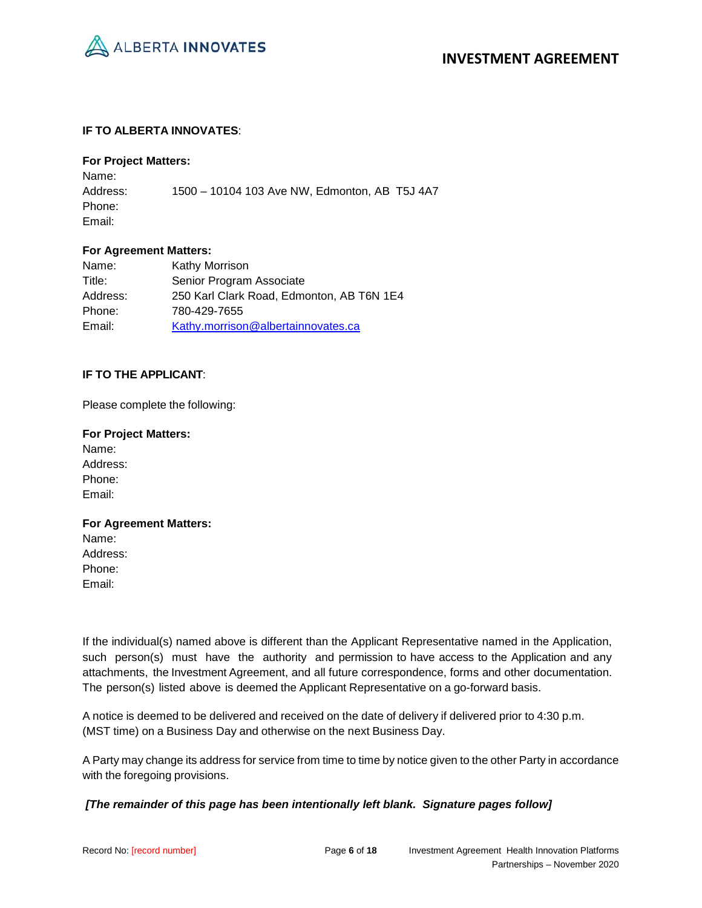**IF TO ALBERTA INNOVATES**:

**For Project Matters:**

Name:
Address: 1500 – 10104 103 Ave NW, Edmonton, AB T5J 4A7
Phone:
Email:

**For Agreement Matters:**

Name: Kathy Morrison
Title: Senior Program Associate
Address: 250 Karl Clark Road, Edmonton, AB T6N 1E4
Phone: 780-429-7655
Email: Kathy.morrison@albertainnovates.ca

**IF TO THE APPLICANT**:

Please complete the following:

**For Project Matters:**

Name:
Address:
Phone:
Email:

**For Agreement Matters:**

Name:
Address:
Phone:
Email:

If the individual(s) named above is different than the Applicant Representative named in the Application, such person(s) must have the authority and permission to have access to the Application and any attachments, the Investment Agreement, and all future correspondence, forms and other documentation. The person(s) listed above is deemed the Applicant Representative on a go-forward basis.

A notice is deemed to be delivered and received on the date of delivery if delivered prior to 4:30 p.m. (MST time) on a Business Day and otherwise on the next Business Day.

A Party may change its address for service from time to time by notice given to the other Party in accordance with the foregoing provisions.

***[The remainder of this page has been intentionally left blank. Signature pages follow]***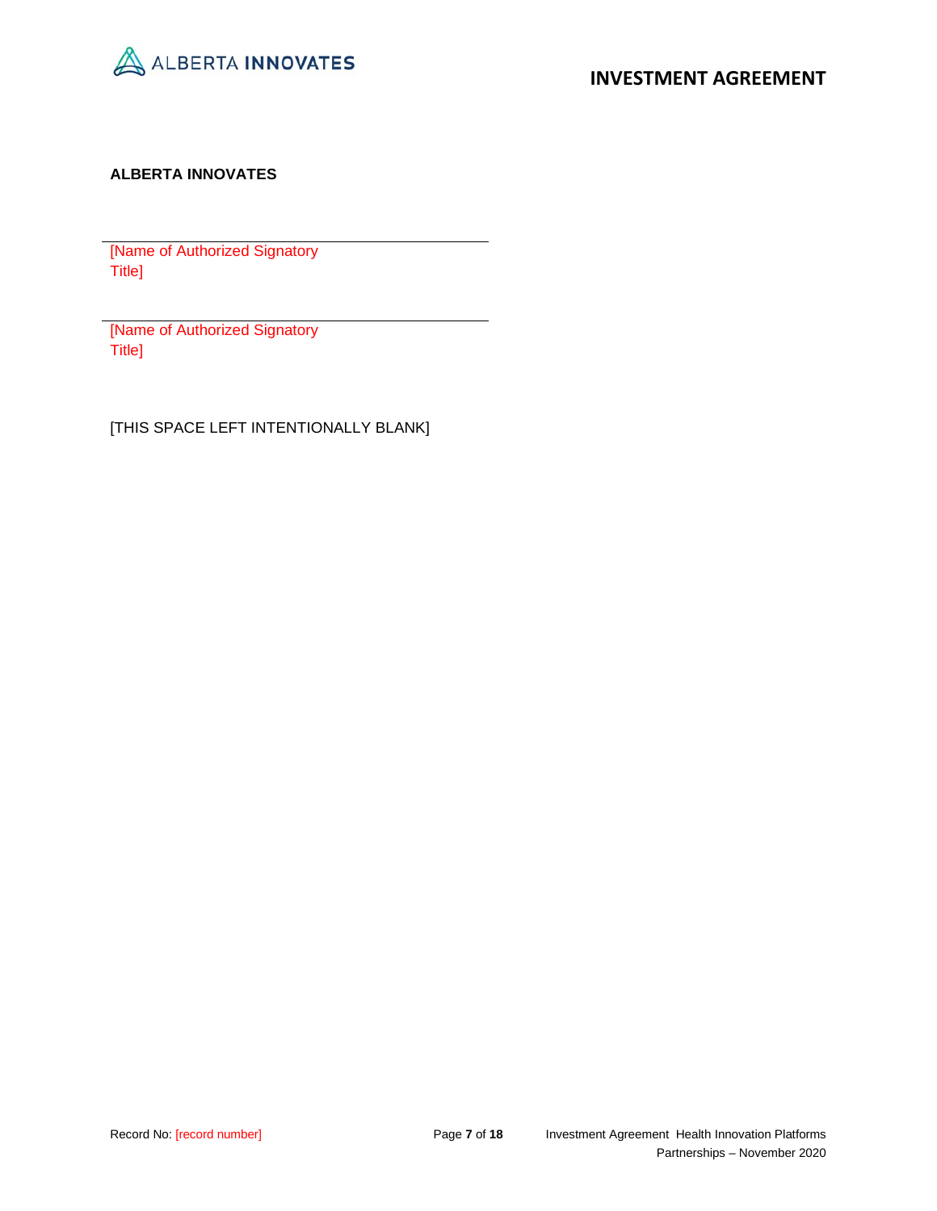**ALBERTA INNOVATES**

\_\_\_\_\_\_\_\_\_\_\_\_\_\_\_\_\_\_\_\_\_\_\_\_\_\_\_\_\_\_\_\_\_\_\_\_\_\_\_\_

[Name of Authorized Signatory
Title]

\_\_\_\_\_\_\_\_\_\_\_\_\_\_\_\_\_\_\_\_\_\_\_\_\_\_\_\_\_\_\_\_\_\_\_\_\_\_\_\_

[Name of Authorized Signatory
Title]

[THIS SPACE LEFT INTENTIONALLY BLANK]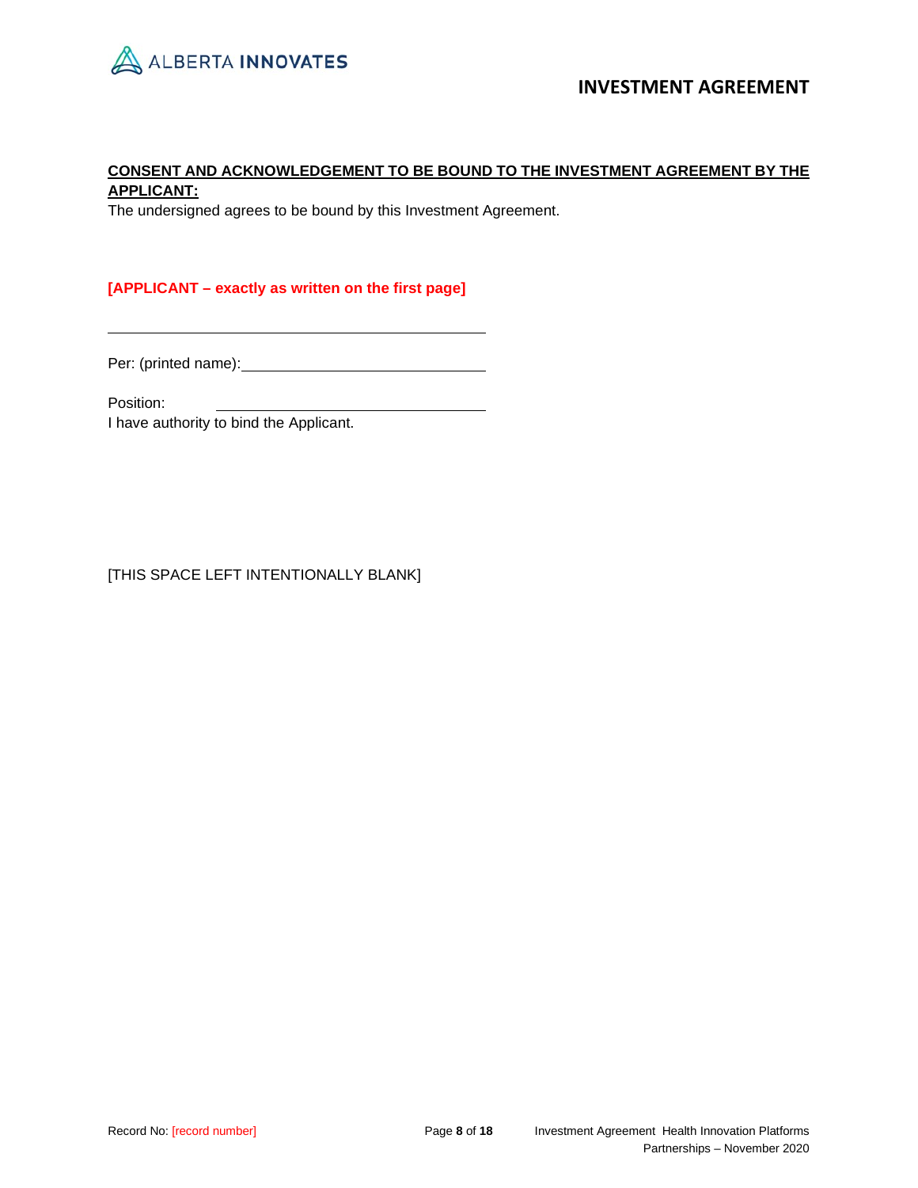**CONSENT AND ACKNOWLEDGEMENT TO BE BOUND TO THE INVESTMENT AGREEMENT BY THE APPLICANT:**

The undersigned agrees to be bound by this Investment Agreement.

**[APPLICANT – exactly as written on the first page]**

______________________________________

Per: (printed name): ______________________________

Position: ______________________________

I have authority to bind the Applicant.

[THIS SPACE LEFT INTENTIONALLY BLANK]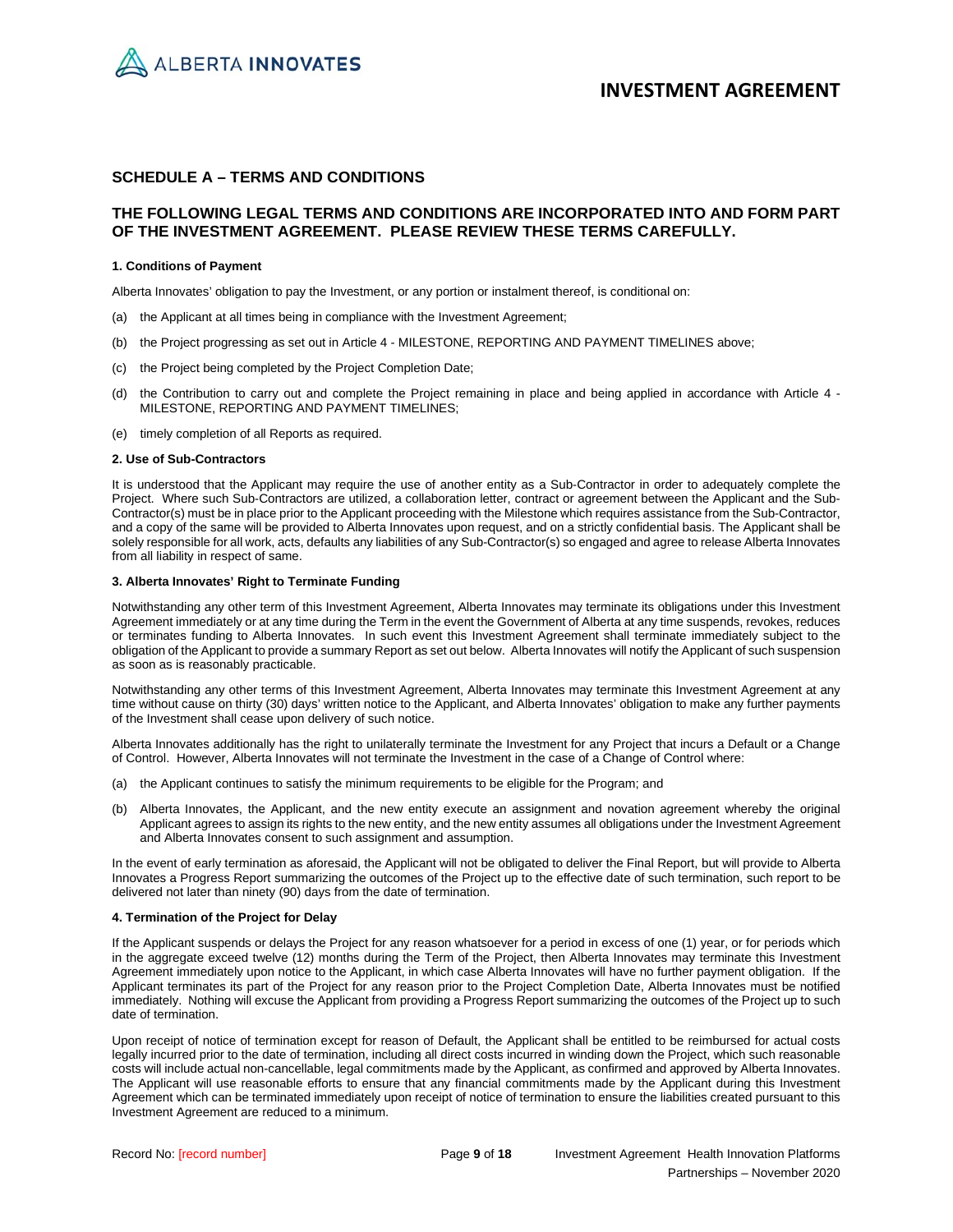## SCHEDULE A – TERMS AND CONDITIONS

## THE FOLLOWING LEGAL TERMS AND CONDITIONS ARE INCORPORATED INTO AND FORM PART OF THE INVESTMENT AGREEMENT. PLEASE REVIEW THESE TERMS CAREFULLY.

### 1. Conditions of Payment

Alberta Innovates' obligation to pay the Investment, or any portion or instalment thereof, is conditional on:

(a) the Applicant at all times being in compliance with the Investment Agreement;

(b) the Project progressing as set out in Article 4 - MILESTONE, REPORTING AND PAYMENT TIMELINES above;

(c) the Project being completed by the Project Completion Date;

(d) the Contribution to carry out and complete the Project remaining in place and being applied in accordance with Article 4 - MILESTONE, REPORTING AND PAYMENT TIMELINES;

(e) timely completion of all Reports as required.

### 2. Use of Sub-Contractors

It is understood that the Applicant may require the use of another entity as a Sub-Contractor in order to adequately complete the Project. Where such Sub-Contractors are utilized, a collaboration letter, contract or agreement between the Applicant and the Sub-Contractor(s) must be in place prior to the Applicant proceeding with the Milestone which requires assistance from the Sub-Contractor, and a copy of the same will be provided to Alberta Innovates upon request, and on a strictly confidential basis. The Applicant shall be solely responsible for all work, acts, defaults any liabilities of any Sub-Contractor(s) so engaged and agree to release Alberta Innovates from all liability in respect of same.

### 3. Alberta Innovates' Right to Terminate Funding

Notwithstanding any other term of this Investment Agreement, Alberta Innovates may terminate its obligations under this Investment Agreement immediately or at any time during the Term in the event the Government of Alberta at any time suspends, revokes, reduces or terminates funding to Alberta Innovates. In such event this Investment Agreement shall terminate immediately subject to the obligation of the Applicant to provide a summary Report as set out below. Alberta Innovates will notify the Applicant of such suspension as soon as is reasonably practicable.

Notwithstanding any other terms of this Investment Agreement, Alberta Innovates may terminate this Investment Agreement at any time without cause on thirty (30) days' written notice to the Applicant, and Alberta Innovates' obligation to make any further payments of the Investment shall cease upon delivery of such notice.

Alberta Innovates additionally has the right to unilaterally terminate the Investment for any Project that incurs a Default or a Change of Control. However, Alberta Innovates will not terminate the Investment in the case of a Change of Control where:

(a) the Applicant continues to satisfy the minimum requirements to be eligible for the Program; and

(b) Alberta Innovates, the Applicant, and the new entity execute an assignment and novation agreement whereby the original Applicant agrees to assign its rights to the new entity, and the new entity assumes all obligations under the Investment Agreement and Alberta Innovates consent to such assignment and assumption.

In the event of early termination as aforesaid, the Applicant will not be obligated to deliver the Final Report, but will provide to Alberta Innovates a Progress Report summarizing the outcomes of the Project up to the effective date of such termination, such report to be delivered not later than ninety (90) days from the date of termination.

### 4. Termination of the Project for Delay

If the Applicant suspends or delays the Project for any reason whatsoever for a period in excess of one (1) year, or for periods which in the aggregate exceed twelve (12) months during the Term of the Project, then Alberta Innovates may terminate this Investment Agreement immediately upon notice to the Applicant, in which case Alberta Innovates will have no further payment obligation. If the Applicant terminates its part of the Project for any reason prior to the Project Completion Date, Alberta Innovates must be notified immediately. Nothing will excuse the Applicant from providing a Progress Report summarizing the outcomes of the Project up to such date of termination.

Upon receipt of notice of termination except for reason of Default, the Applicant shall be entitled to be reimbursed for actual costs legally incurred prior to the date of termination, including all direct costs incurred in winding down the Project, which such reasonable costs will include actual non-cancellable, legal commitments made by the Applicant, as confirmed and approved by Alberta Innovates. The Applicant will use reasonable efforts to ensure that any financial commitments made by the Applicant during this Investment Agreement which can be terminated immediately upon receipt of notice of termination to ensure the liabilities created pursuant to this Investment Agreement are reduced to a minimum.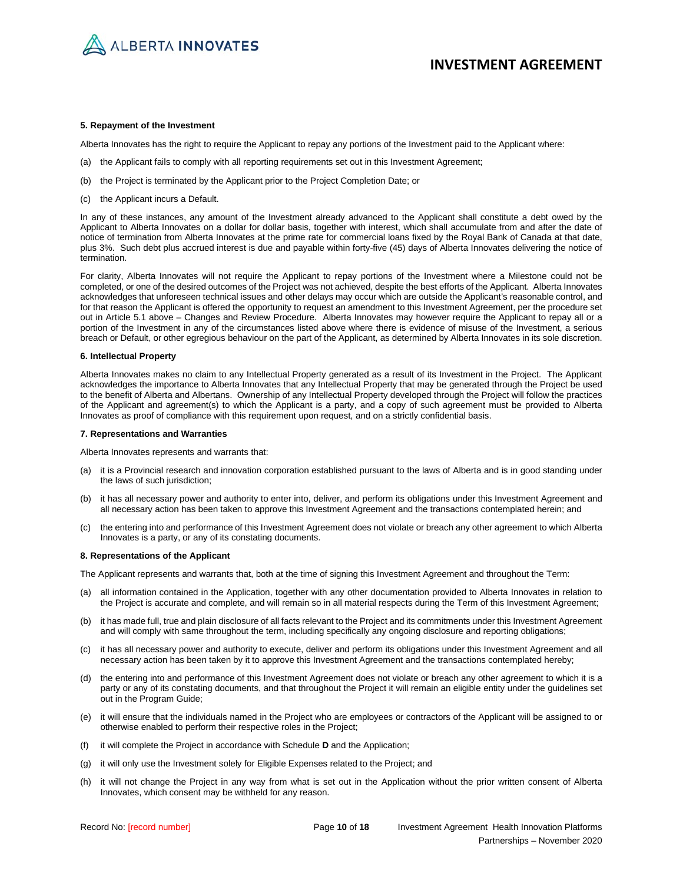### 5. Repayment of the Investment

Alberta Innovates has the right to require the Applicant to repay any portions of the Investment paid to the Applicant where:

(a) the Applicant fails to comply with all reporting requirements set out in this Investment Agreement;

(b) the Project is terminated by the Applicant prior to the Project Completion Date; or

(c) the Applicant incurs a Default.

In any of these instances, any amount of the Investment already advanced to the Applicant shall constitute a debt owed by the Applicant to Alberta Innovates on a dollar for dollar basis, together with interest, which shall accumulate from and after the date of notice of termination from Alberta Innovates at the prime rate for commercial loans fixed by the Royal Bank of Canada at that date, plus 3%. Such debt plus accrued interest is due and payable within forty-five (45) days of Alberta Innovates delivering the notice of termination.

For clarity, Alberta Innovates will not require the Applicant to repay portions of the Investment where a Milestone could not be completed, or one of the desired outcomes of the Project was not achieved, despite the best efforts of the Applicant. Alberta Innovates acknowledges that unforeseen technical issues and other delays may occur which are outside the Applicant's reasonable control, and for that reason the Applicant is offered the opportunity to request an amendment to this Investment Agreement, per the procedure set out in Article 5.1 above – Changes and Review Procedure. Alberta Innovates may however require the Applicant to repay all or a portion of the Investment in any of the circumstances listed above where there is evidence of misuse of the Investment, a serious breach or Default, or other egregious behaviour on the part of the Applicant, as determined by Alberta Innovates in its sole discretion.

### 6. Intellectual Property

Alberta Innovates makes no claim to any Intellectual Property generated as a result of its Investment in the Project. The Applicant acknowledges the importance to Alberta Innovates that any Intellectual Property that may be generated through the Project be used to the benefit of Alberta and Albertans. Ownership of any Intellectual Property developed through the Project will follow the practices of the Applicant and agreement(s) to which the Applicant is a party, and a copy of such agreement must be provided to Alberta Innovates as proof of compliance with this requirement upon request, and on a strictly confidential basis.

### 7. Representations and Warranties

Alberta Innovates represents and warrants that:

(a) it is a Provincial research and innovation corporation established pursuant to the laws of Alberta and is in good standing under the laws of such jurisdiction;

(b) it has all necessary power and authority to enter into, deliver, and perform its obligations under this Investment Agreement and all necessary action has been taken to approve this Investment Agreement and the transactions contemplated herein; and

(c) the entering into and performance of this Investment Agreement does not violate or breach any other agreement to which Alberta Innovates is a party, or any of its constating documents.

### 8. Representations of the Applicant

The Applicant represents and warrants that, both at the time of signing this Investment Agreement and throughout the Term:

(a) all information contained in the Application, together with any other documentation provided to Alberta Innovates in relation to the Project is accurate and complete, and will remain so in all material respects during the Term of this Investment Agreement;

(b) it has made full, true and plain disclosure of all facts relevant to the Project and its commitments under this Investment Agreement and will comply with same throughout the term, including specifically any ongoing disclosure and reporting obligations;

(c) it has all necessary power and authority to execute, deliver and perform its obligations under this Investment Agreement and all necessary action has been taken by it to approve this Investment Agreement and the transactions contemplated hereby;

(d) the entering into and performance of this Investment Agreement does not violate or breach any other agreement to which it is a party or any of its constating documents, and that throughout the Project it will remain an eligible entity under the guidelines set out in the Program Guide;

(e) it will ensure that the individuals named in the Project who are employees or contractors of the Applicant will be assigned to or otherwise enabled to perform their respective roles in the Project;

(f) it will complete the Project in accordance with Schedule **D** and the Application;

(g) it will only use the Investment solely for Eligible Expenses related to the Project; and

(h) it will not change the Project in any way from what is set out in the Application without the prior written consent of Alberta Innovates, which consent may be withheld for any reason.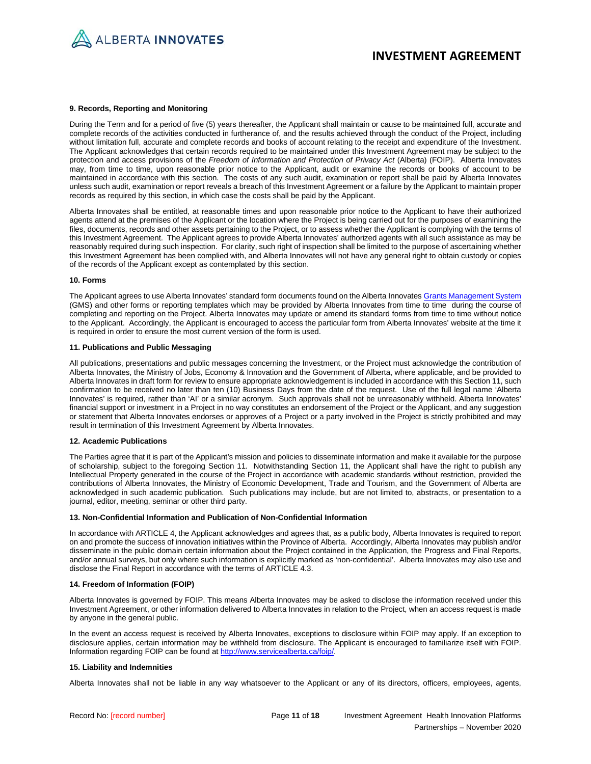**9. Records, Reporting and Monitoring**

During the Term and for a period of five (5) years thereafter, the Applicant shall maintain or cause to be maintained full, accurate and complete records of the activities conducted in furtherance of, and the results achieved through the conduct of the Project, including without limitation full, accurate and complete records and books of account relating to the receipt and expenditure of the Investment. The Applicant acknowledges that certain records required to be maintained under this Investment Agreement may be subject to the protection and access provisions of the *Freedom of Information and Protection of Privacy Act* (Alberta) (FOIP). Alberta Innovates may, from time to time, upon reasonable prior notice to the Applicant, audit or examine the records or books of account to be maintained in accordance with this section. The costs of any such audit, examination or report shall be paid by Alberta Innovates unless such audit, examination or report reveals a breach of this Investment Agreement or a failure by the Applicant to maintain proper records as required by this section, in which case the costs shall be paid by the Applicant.

Alberta Innovates shall be entitled, at reasonable times and upon reasonable prior notice to the Applicant to have their authorized agents attend at the premises of the Applicant or the location where the Project is being carried out for the purposes of examining the files, documents, records and other assets pertaining to the Project, or to assess whether the Applicant is complying with the terms of this Investment Agreement. The Applicant agrees to provide Alberta Innovates' authorized agents with all such assistance as may be reasonably required during such inspection. For clarity, such right of inspection shall be limited to the purpose of ascertaining whether this Investment Agreement has been complied with, and Alberta Innovates will not have any general right to obtain custody or copies of the records of the Applicant except as contemplated by this section.

**10. Forms**

The Applicant agrees to use Alberta Innovates' standard form documents found on the Alberta Innovates Grants Management System (GMS) and other forms or reporting templates which may be provided by Alberta Innovates from time to time during the course of completing and reporting on the Project. Alberta Innovates may update or amend its standard forms from time to time without notice to the Applicant. Accordingly, the Applicant is encouraged to access the particular form from Alberta Innovates' website at the time it is required in order to ensure the most current version of the form is used.

**11. Publications and Public Messaging**

All publications, presentations and public messages concerning the Investment, or the Project must acknowledge the contribution of Alberta Innovates, the Ministry of Jobs, Economy & Innovation and the Government of Alberta, where applicable, and be provided to Alberta Innovates in draft form for review to ensure appropriate acknowledgement is included in accordance with this Section 11, such confirmation to be received no later than ten (10) Business Days from the date of the request. Use of the full legal name 'Alberta Innovates' is required, rather than 'AI' or a similar acronym. Such approvals shall not be unreasonably withheld. Alberta Innovates' financial support or investment in a Project in no way constitutes an endorsement of the Project or the Applicant, and any suggestion or statement that Alberta Innovates endorses or approves of a Project or a party involved in the Project is strictly prohibited and may result in termination of this Investment Agreement by Alberta Innovates.

**12. Academic Publications**

The Parties agree that it is part of the Applicant's mission and policies to disseminate information and make it available for the purpose of scholarship, subject to the foregoing Section 11. Notwithstanding Section 11, the Applicant shall have the right to publish any Intellectual Property generated in the course of the Project in accordance with academic standards without restriction, provided the contributions of Alberta Innovates, the Ministry of Economic Development, Trade and Tourism, and the Government of Alberta are acknowledged in such academic publication. Such publications may include, but are not limited to, abstracts, or presentation to a journal, editor, meeting, seminar or other third party.

**13. Non-Confidential Information and Publication of Non-Confidential Information**

In accordance with ARTICLE 4, the Applicant acknowledges and agrees that, as a public body, Alberta Innovates is required to report on and promote the success of innovation initiatives within the Province of Alberta. Accordingly, Alberta Innovates may publish and/or disseminate in the public domain certain information about the Project contained in the Application, the Progress and Final Reports, and/or annual surveys, but only where such information is explicitly marked as 'non-confidential'. Alberta Innovates may also use and disclose the Final Report in accordance with the terms of ARTICLE 4.3.

**14. Freedom of Information (FOIP)**

Alberta Innovates is governed by FOIP. This means Alberta Innovates may be asked to disclose the information received under this Investment Agreement, or other information delivered to Alberta Innovates in relation to the Project, when an access request is made by anyone in the general public.

In the event an access request is received by Alberta Innovates, exceptions to disclosure within FOIP may apply. If an exception to disclosure applies, certain information may be withheld from disclosure. The Applicant is encouraged to familiarize itself with FOIP. Information regarding FOIP can be found at http://www.servicealberta.ca/foip/.

**15. Liability and Indemnities**

Alberta Innovates shall not be liable in any way whatsoever to the Applicant or any of its directors, officers, employees, agents,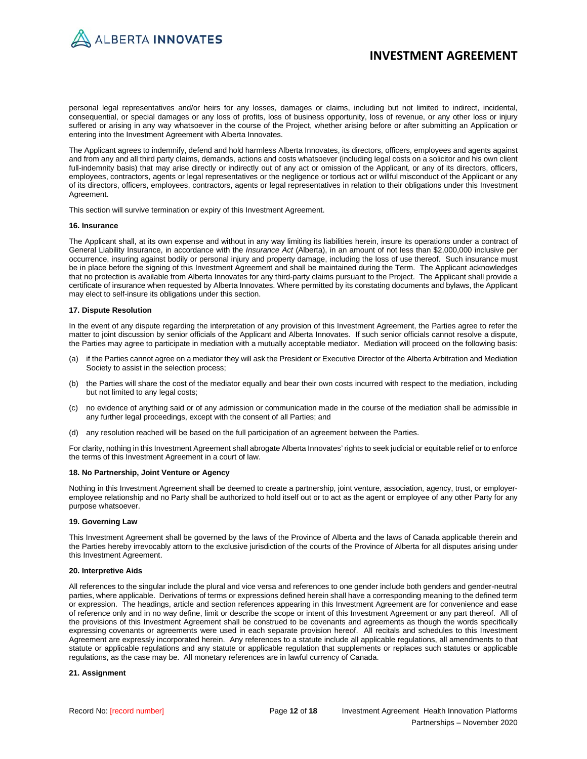personal legal representatives and/or heirs for any losses, damages or claims, including but not limited to indirect, incidental, consequential, or special damages or any loss of profits, loss of business opportunity, loss of revenue, or any other loss or injury suffered or arising in any way whatsoever in the course of the Project, whether arising before or after submitting an Application or entering into the Investment Agreement with Alberta Innovates.

The Applicant agrees to indemnify, defend and hold harmless Alberta Innovates, its directors, officers, employees and agents against and from any and all third party claims, demands, actions and costs whatsoever (including legal costs on a solicitor and his own client full-indemnity basis) that may arise directly or indirectly out of any act or omission of the Applicant, or any of its directors, officers, employees, contractors, agents or legal representatives or the negligence or tortious act or willful misconduct of the Applicant or any of its directors, officers, employees, contractors, agents or legal representatives in relation to their obligations under this Investment Agreement.

This section will survive termination or expiry of this Investment Agreement.

#### 16. Insurance

The Applicant shall, at its own expense and without in any way limiting its liabilities herein, insure its operations under a contract of General Liability Insurance, in accordance with the *Insurance Act* (Alberta), in an amount of not less than $2,000,000 inclusive per occurrence, insuring against bodily or personal injury and property damage, including the loss of use thereof. Such insurance must be in place before the signing of this Investment Agreement and shall be maintained during the Term. The Applicant acknowledges that no protection is available from Alberta Innovates for any third-party claims pursuant to the Project. The Applicant shall provide a certificate of insurance when requested by Alberta Innovates. Where permitted by its constating documents and bylaws, the Applicant may elect to self-insure its obligations under this section.

#### 17. Dispute Resolution

In the event of any dispute regarding the interpretation of any provision of this Investment Agreement, the Parties agree to refer the matter to joint discussion by senior officials of the Applicant and Alberta Innovates. If such senior officials cannot resolve a dispute, the Parties may agree to participate in mediation with a mutually acceptable mediator. Mediation will proceed on the following basis:

(a) if the Parties cannot agree on a mediator they will ask the President or Executive Director of the Alberta Arbitration and Mediation Society to assist in the selection process;

(b) the Parties will share the cost of the mediator equally and bear their own costs incurred with respect to the mediation, including but not limited to any legal costs;

(c) no evidence of anything said or of any admission or communication made in the course of the mediation shall be admissible in any further legal proceedings, except with the consent of all Parties; and

(d) any resolution reached will be based on the full participation of an agreement between the Parties.

For clarity, nothing in this Investment Agreement shall abrogate Alberta Innovates' rights to seek judicial or equitable relief or to enforce the terms of this Investment Agreement in a court of law.

#### 18. No Partnership, Joint Venture or Agency

Nothing in this Investment Agreement shall be deemed to create a partnership, joint venture, association, agency, trust, or employer-employee relationship and no Party shall be authorized to hold itself out or to act as the agent or employee of any other Party for any purpose whatsoever.

#### 19. Governing Law

This Investment Agreement shall be governed by the laws of the Province of Alberta and the laws of Canada applicable therein and the Parties hereby irrevocably attorn to the exclusive jurisdiction of the courts of the Province of Alberta for all disputes arising under this Investment Agreement.

#### 20. Interpretive Aids

All references to the singular include the plural and vice versa and references to one gender include both genders and gender-neutral parties, where applicable. Derivations of terms or expressions defined herein shall have a corresponding meaning to the defined term or expression. The headings, article and section references appearing in this Investment Agreement are for convenience and ease of reference only and in no way define, limit or describe the scope or intent of this Investment Agreement or any part thereof. All of the provisions of this Investment Agreement shall be construed to be covenants and agreements as though the words specifically expressing covenants or agreements were used in each separate provision hereof. All recitals and schedules to this Investment Agreement are expressly incorporated herein. Any references to a statute include all applicable regulations, all amendments to that statute or applicable regulations and any statute or applicable regulation that supplements or replaces such statutes or applicable regulations, as the case may be. All monetary references are in lawful currency of Canada.

#### 21. Assignment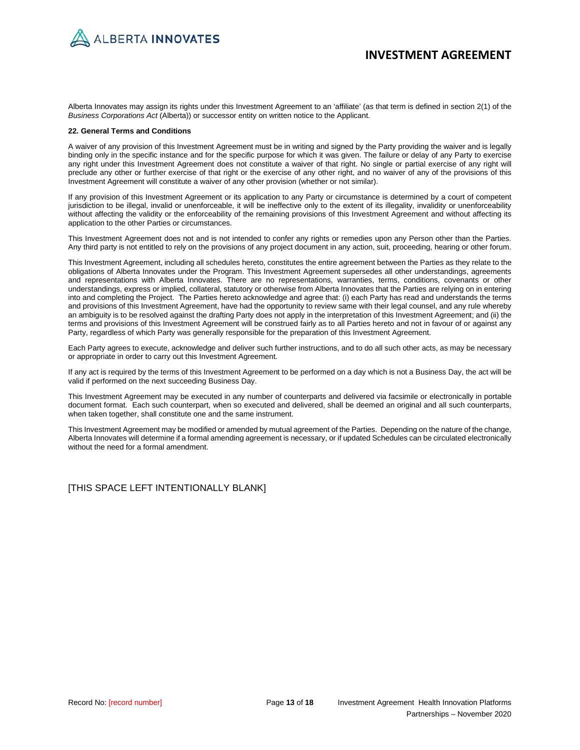Alberta Innovates may assign its rights under this Investment Agreement to an 'affiliate' (as that term is defined in section 2(1) of the *Business Corporations Act* (Alberta)) or successor entity on written notice to the Applicant.

**22. General Terms and Conditions**

A waiver of any provision of this Investment Agreement must be in writing and signed by the Party providing the waiver and is legally binding only in the specific instance and for the specific purpose for which it was given. The failure or delay of any Party to exercise any right under this Investment Agreement does not constitute a waiver of that right. No single or partial exercise of any right will preclude any other or further exercise of that right or the exercise of any other right, and no waiver of any of the provisions of this Investment Agreement will constitute a waiver of any other provision (whether or not similar).

If any provision of this Investment Agreement or its application to any Party or circumstance is determined by a court of competent jurisdiction to be illegal, invalid or unenforceable, it will be ineffective only to the extent of its illegality, invalidity or unenforceability without affecting the validity or the enforceability of the remaining provisions of this Investment Agreement and without affecting its application to the other Parties or circumstances.

This Investment Agreement does not and is not intended to confer any rights or remedies upon any Person other than the Parties. Any third party is not entitled to rely on the provisions of any project document in any action, suit, proceeding, hearing or other forum.

This Investment Agreement, including all schedules hereto, constitutes the entire agreement between the Parties as they relate to the obligations of Alberta Innovates under the Program. This Investment Agreement supersedes all other understandings, agreements and representations with Alberta Innovates. There are no representations, warranties, terms, conditions, covenants or other understandings, express or implied, collateral, statutory or otherwise from Alberta Innovates that the Parties are relying on in entering into and completing the Project. The Parties hereto acknowledge and agree that: (i) each Party has read and understands the terms and provisions of this Investment Agreement, have had the opportunity to review same with their legal counsel, and any rule whereby an ambiguity is to be resolved against the drafting Party does not apply in the interpretation of this Investment Agreement; and (ii) the terms and provisions of this Investment Agreement will be construed fairly as to all Parties hereto and not in favour of or against any Party, regardless of which Party was generally responsible for the preparation of this Investment Agreement.

Each Party agrees to execute, acknowledge and deliver such further instructions, and to do all such other acts, as may be necessary or appropriate in order to carry out this Investment Agreement.

If any act is required by the terms of this Investment Agreement to be performed on a day which is not a Business Day, the act will be valid if performed on the next succeeding Business Day.

This Investment Agreement may be executed in any number of counterparts and delivered via facsimile or electronically in portable document format. Each such counterpart, when so executed and delivered, shall be deemed an original and all such counterparts, when taken together, shall constitute one and the same instrument.

This Investment Agreement may be modified or amended by mutual agreement of the Parties. Depending on the nature of the change, Alberta Innovates will determine if a formal amending agreement is necessary, or if updated Schedules can be circulated electronically without the need for a formal amendment.

[THIS SPACE LEFT INTENTIONALLY BLANK]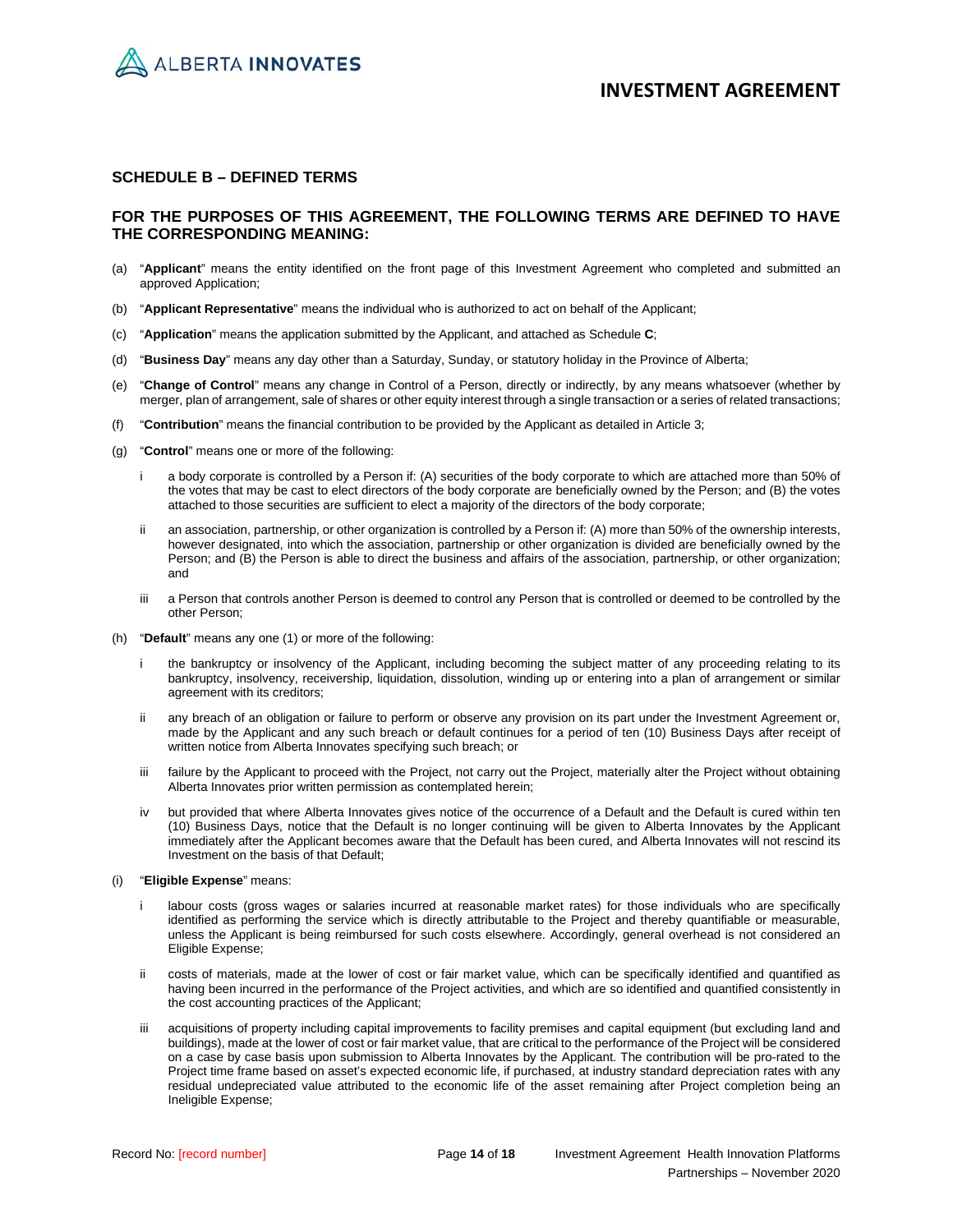## SCHEDULE B – DEFINED TERMS

### FOR THE PURPOSES OF THIS AGREEMENT, THE FOLLOWING TERMS ARE DEFINED TO HAVE THE CORRESPONDING MEANING:

(a) "**Applicant**" means the entity identified on the front page of this Investment Agreement who completed and submitted an approved Application;

(b) "**Applicant Representative**" means the individual who is authorized to act on behalf of the Applicant;

(c) "**Application**" means the application submitted by the Applicant, and attached as Schedule **C**;

(d) "**Business Day**" means any day other than a Saturday, Sunday, or statutory holiday in the Province of Alberta;

(e) "**Change of Control**" means any change in Control of a Person, directly or indirectly, by any means whatsoever (whether by merger, plan of arrangement, sale of shares or other equity interest through a single transaction or a series of related transactions;

(f) "**Contribution**" means the financial contribution to be provided by the Applicant as detailed in Article 3;

(g) "**Control**" means one or more of the following:

i a body corporate is controlled by a Person if: (A) securities of the body corporate to which are attached more than 50% of the votes that may be cast to elect directors of the body corporate are beneficially owned by the Person; and (B) the votes attached to those securities are sufficient to elect a majority of the directors of the body corporate;

ii an association, partnership, or other organization is controlled by a Person if: (A) more than 50% of the ownership interests, however designated, into which the association, partnership or other organization is divided are beneficially owned by the Person; and (B) the Person is able to direct the business and affairs of the association, partnership, or other organization; and

iii a Person that controls another Person is deemed to control any Person that is controlled or deemed to be controlled by the other Person;

(h) "**Default**" means any one (1) or more of the following:

i the bankruptcy or insolvency of the Applicant, including becoming the subject matter of any proceeding relating to its bankruptcy, insolvency, receivership, liquidation, dissolution, winding up or entering into a plan of arrangement or similar agreement with its creditors;

ii any breach of an obligation or failure to perform or observe any provision on its part under the Investment Agreement or, made by the Applicant and any such breach or default continues for a period of ten (10) Business Days after receipt of written notice from Alberta Innovates specifying such breach; or

iii failure by the Applicant to proceed with the Project, not carry out the Project, materially alter the Project without obtaining Alberta Innovates prior written permission as contemplated herein;

iv but provided that where Alberta Innovates gives notice of the occurrence of a Default and the Default is cured within ten (10) Business Days, notice that the Default is no longer continuing will be given to Alberta Innovates by the Applicant immediately after the Applicant becomes aware that the Default has been cured, and Alberta Innovates will not rescind its Investment on the basis of that Default;

(i) "**Eligible Expense**" means:

i labour costs (gross wages or salaries incurred at reasonable market rates) for those individuals who are specifically identified as performing the service which is directly attributable to the Project and thereby quantifiable or measurable, unless the Applicant is being reimbursed for such costs elsewhere. Accordingly, general overhead is not considered an Eligible Expense;

ii costs of materials, made at the lower of cost or fair market value, which can be specifically identified and quantified as having been incurred in the performance of the Project activities, and which are so identified and quantified consistently in the cost accounting practices of the Applicant;

iii acquisitions of property including capital improvements to facility premises and capital equipment (but excluding land and buildings), made at the lower of cost or fair market value, that are critical to the performance of the Project will be considered on a case by case basis upon submission to Alberta Innovates by the Applicant. The contribution will be pro-rated to the Project time frame based on asset's expected economic life, if purchased, at industry standard depreciation rates with any residual undepreciated value attributed to the economic life of the asset remaining after Project completion being an Ineligible Expense;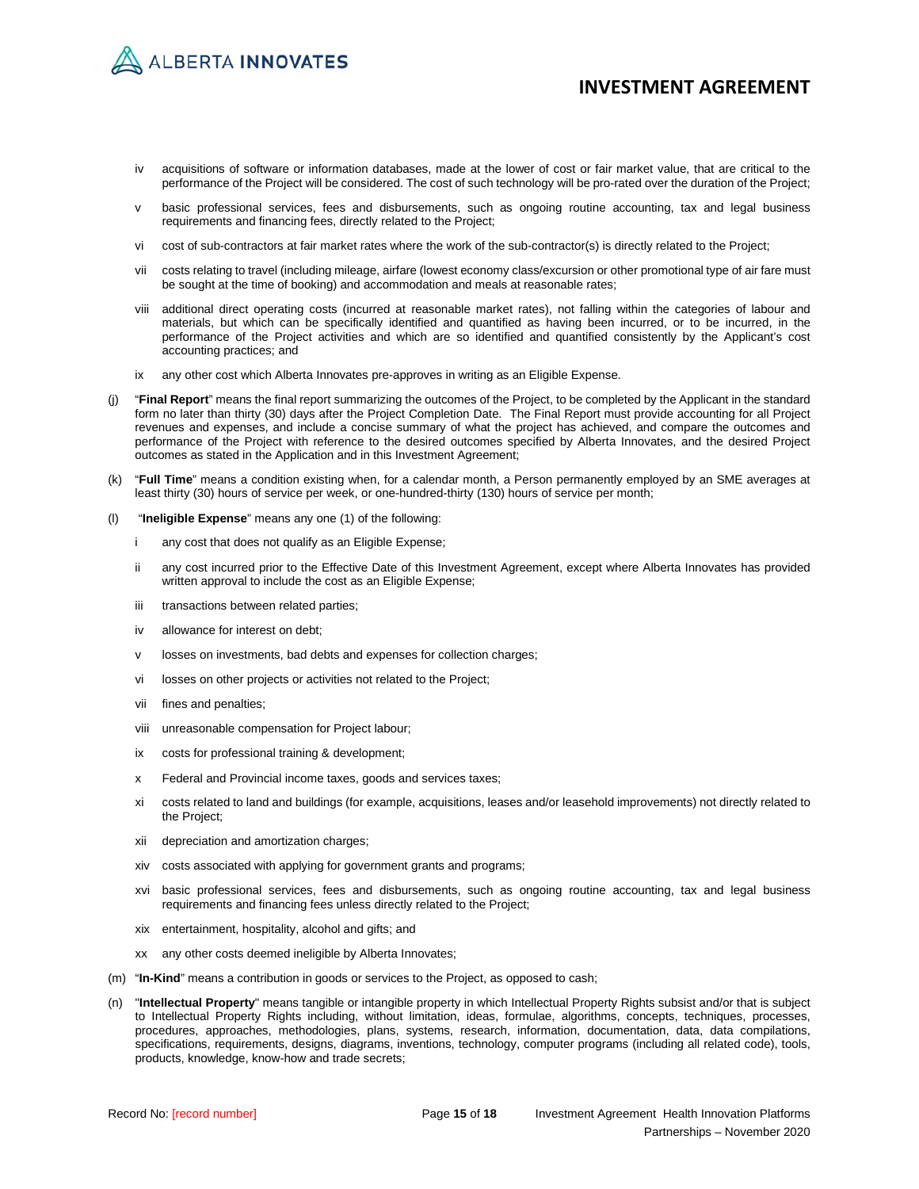iv acquisitions of software or information databases, made at the lower of cost or fair market value, that are critical to the performance of the Project will be considered. The cost of such technology will be pro-rated over the duration of the Project;

v basic professional services, fees and disbursements, such as ongoing routine accounting, tax and legal business requirements and financing fees, directly related to the Project;

vi cost of sub-contractors at fair market rates where the work of the sub-contractor(s) is directly related to the Project;

vii costs relating to travel (including mileage, airfare (lowest economy class/excursion or other promotional type of air fare must be sought at the time of booking) and accommodation and meals at reasonable rates;

viii additional direct operating costs (incurred at reasonable market rates), not falling within the categories of labour and materials, but which can be specifically identified and quantified as having been incurred, or to be incurred, in the performance of the Project activities and which are so identified and quantified consistently by the Applicant's cost accounting practices; and

ix any other cost which Alberta Innovates pre-approves in writing as an Eligible Expense.

(j) "**Final Report**" means the final report summarizing the outcomes of the Project, to be completed by the Applicant in the standard form no later than thirty (30) days after the Project Completion Date. The Final Report must provide accounting for all Project revenues and expenses, and include a concise summary of what the project has achieved, and compare the outcomes and performance of the Project with reference to the desired outcomes specified by Alberta Innovates, and the desired Project outcomes as stated in the Application and in this Investment Agreement;

(k) "**Full Time**" means a condition existing when, for a calendar month, a Person permanently employed by an SME averages at least thirty (30) hours of service per week, or one-hundred-thirty (130) hours of service per month;

(l) "**Ineligible Expense**" means any one (1) of the following:

i any cost that does not qualify as an Eligible Expense;

ii any cost incurred prior to the Effective Date of this Investment Agreement, except where Alberta Innovates has provided written approval to include the cost as an Eligible Expense;

iii transactions between related parties;

iv allowance for interest on debt;

v losses on investments, bad debts and expenses for collection charges;

vi losses on other projects or activities not related to the Project;

vii fines and penalties;

viii unreasonable compensation for Project labour;

ix costs for professional training & development;

x Federal and Provincial income taxes, goods and services taxes;

xi costs related to land and buildings (for example, acquisitions, leases and/or leasehold improvements) not directly related to the Project;

xii depreciation and amortization charges;

xiv costs associated with applying for government grants and programs;

xvi basic professional services, fees and disbursements, such as ongoing routine accounting, tax and legal business requirements and financing fees unless directly related to the Project;

xix entertainment, hospitality, alcohol and gifts; and

xx any other costs deemed ineligible by Alberta Innovates;

(m) "**In-Kind**" means a contribution in goods or services to the Project, as opposed to cash;

(n) "**Intellectual Property**" means tangible or intangible property in which Intellectual Property Rights subsist and/or that is subject to Intellectual Property Rights including, without limitation, ideas, formulae, algorithms, concepts, techniques, processes, procedures, approaches, methodologies, plans, systems, research, information, documentation, data, data compilations, specifications, requirements, designs, diagrams, inventions, technology, computer programs (including all related code), tools, products, knowledge, know-how and trade secrets;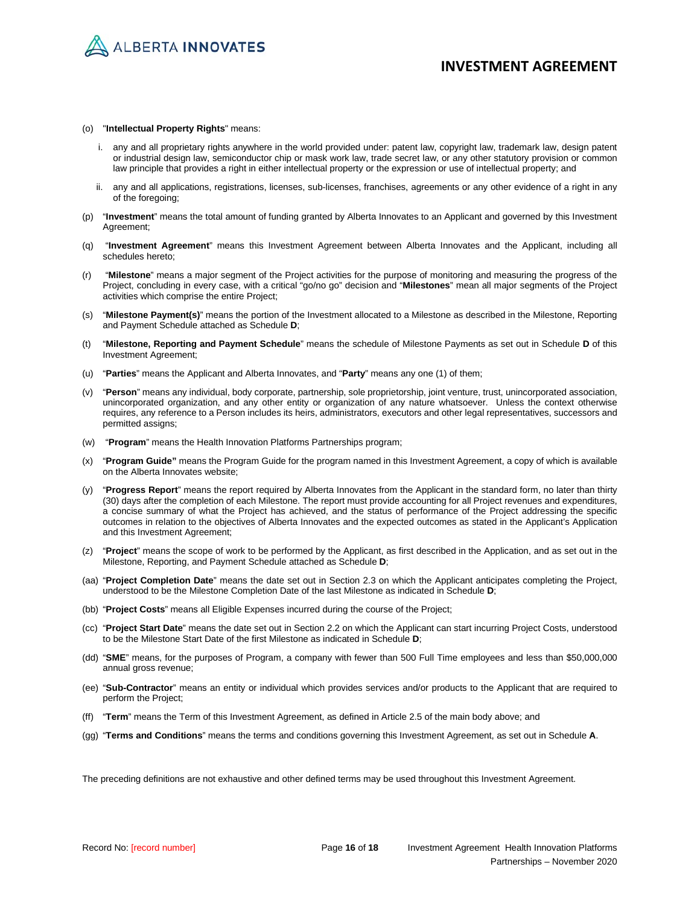(o) "**Intellectual Property Rights**" means:

i. any and all proprietary rights anywhere in the world provided under: patent law, copyright law, trademark law, design patent or industrial design law, semiconductor chip or mask work law, trade secret law, or any other statutory provision or common law principle that provides a right in either intellectual property or the expression or use of intellectual property; and

ii. any and all applications, registrations, licenses, sub-licenses, franchises, agreements or any other evidence of a right in any of the foregoing;

(p) "**Investment**" means the total amount of funding granted by Alberta Innovates to an Applicant and governed by this Investment Agreement;

(q) "**Investment Agreement**" means this Investment Agreement between Alberta Innovates and the Applicant, including all schedules hereto;

(r) "**Milestone**" means a major segment of the Project activities for the purpose of monitoring and measuring the progress of the Project, concluding in every case, with a critical "go/no go" decision and "**Milestones**" mean all major segments of the Project activities which comprise the entire Project;

(s) "**Milestone Payment(s)**" means the portion of the Investment allocated to a Milestone as described in the Milestone, Reporting and Payment Schedule attached as Schedule **D**;

(t) "**Milestone, Reporting and Payment Schedule**" means the schedule of Milestone Payments as set out in Schedule **D** of this Investment Agreement;

(u) "**Parties**" means the Applicant and Alberta Innovates, and "**Party**" means any one (1) of them;

(v) "**Person**" means any individual, body corporate, partnership, sole proprietorship, joint venture, trust, unincorporated association, unincorporated organization, and any other entity or organization of any nature whatsoever. Unless the context otherwise requires, any reference to a Person includes its heirs, administrators, executors and other legal representatives, successors and permitted assigns;

(w) "**Program**" means the Health Innovation Platforms Partnerships program;

(x) "**Program Guide"** means the Program Guide for the program named in this Investment Agreement, a copy of which is available on the Alberta Innovates website;

(y) "**Progress Report**" means the report required by Alberta Innovates from the Applicant in the standard form, no later than thirty (30) days after the completion of each Milestone. The report must provide accounting for all Project revenues and expenditures, a concise summary of what the Project has achieved, and the status of performance of the Project addressing the specific outcomes in relation to the objectives of Alberta Innovates and the expected outcomes as stated in the Applicant's Application and this Investment Agreement;

(z) "**Project**" means the scope of work to be performed by the Applicant, as first described in the Application, and as set out in the Milestone, Reporting, and Payment Schedule attached as Schedule **D**;

(aa) "**Project Completion Date**" means the date set out in Section 2.3 on which the Applicant anticipates completing the Project, understood to be the Milestone Completion Date of the last Milestone as indicated in Schedule **D**;

(bb) "**Project Costs**" means all Eligible Expenses incurred during the course of the Project;

(cc) "**Project Start Date**" means the date set out in Section 2.2 on which the Applicant can start incurring Project Costs, understood to be the Milestone Start Date of the first Milestone as indicated in Schedule **D**;

(dd) "**SME**" means, for the purposes of Program, a company with fewer than 500 Full Time employees and less than $50,000,000 annual gross revenue;

(ee) "**Sub-Contractor**" means an entity or individual which provides services and/or products to the Applicant that are required to perform the Project;

(ff) "**Term**" means the Term of this Investment Agreement, as defined in Article 2.5 of the main body above; and

(gg) "**Terms and Conditions**" means the terms and conditions governing this Investment Agreement, as set out in Schedule **A**.

The preceding definitions are not exhaustive and other defined terms may be used throughout this Investment Agreement.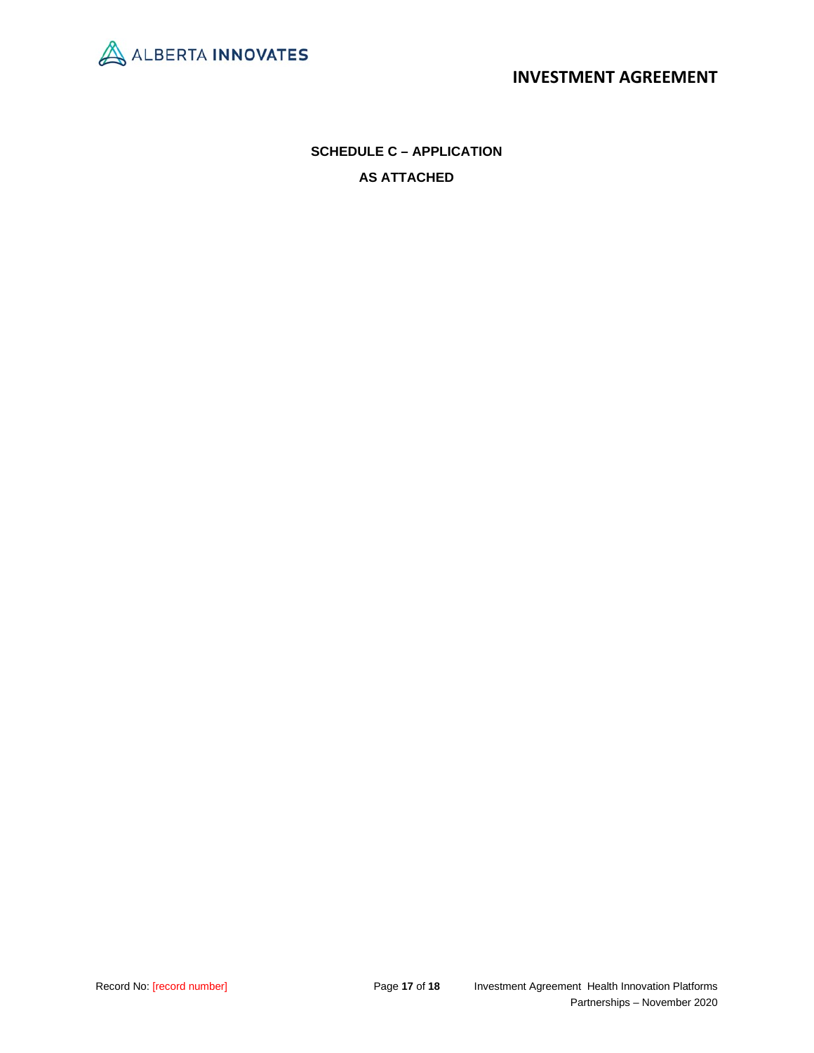**SCHEDULE C – APPLICATION**

**AS ATTACHED**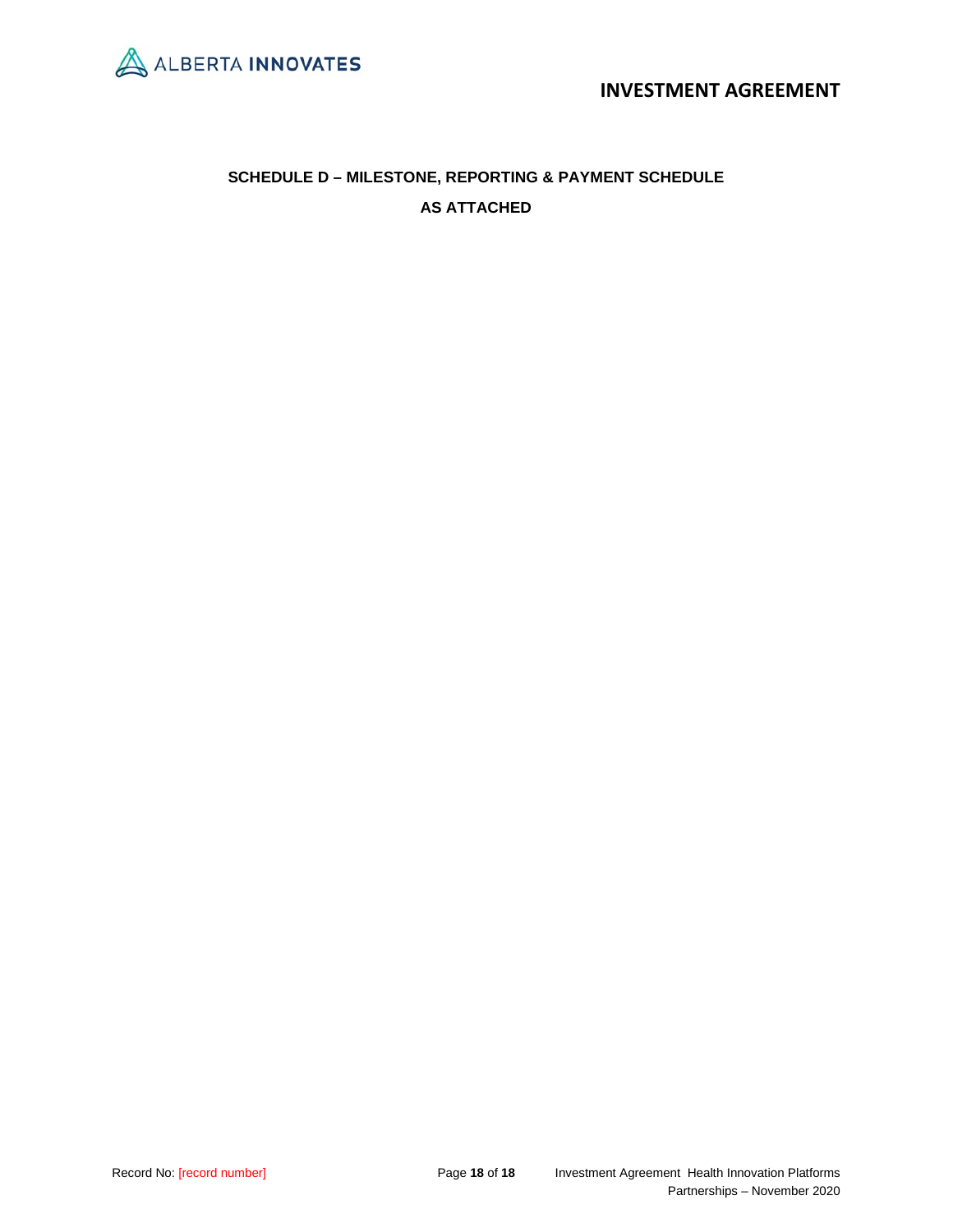## SCHEDULE D – MILESTONE, REPORTING & PAYMENT SCHEDULE

**AS ATTACHED**